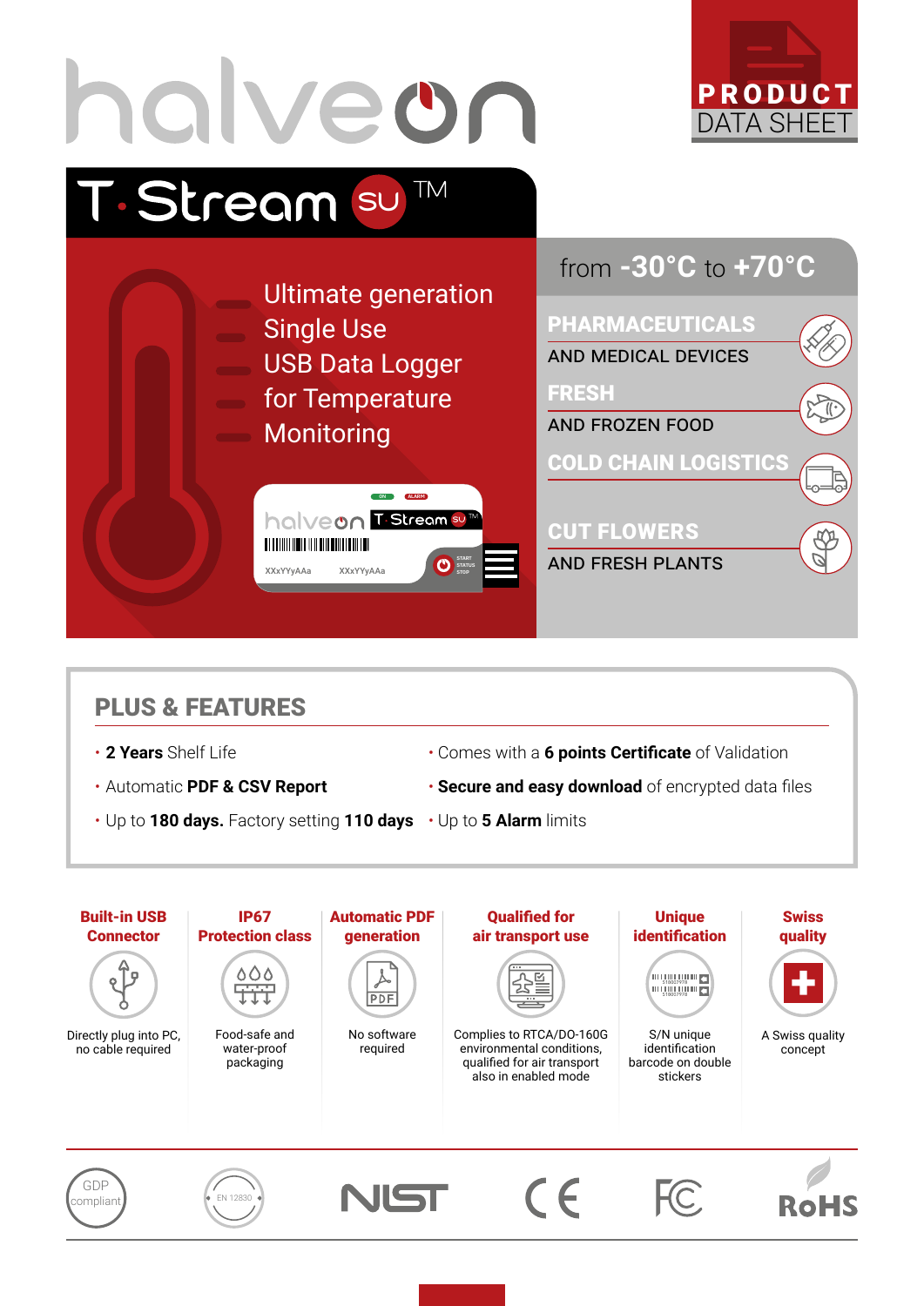# halveon

**PRODUCT** DATA SHEET

## T·Stream SU™

Ultimate generation Single Use USB Data Logger for Temperature Monitoring

from **-30°C** to **+70°C**

**PHARMACEUTICALS**
AND MEDICAL DEVICES

**FRESH**
AND FROZEN FOOD

**COLD CHAIN LOGISTICS**

**CUT FLOWERS**
AND FRESH PLANTS

## PLUS & FEATURES

- **2 Years** Shelf Life
- Automatic **PDF & CSV Report**
- Up to **180 days.** Factory setting **110 days**
- Comes with a **6 points Certificate** of Validation
- **Secure and easy download** of encrypted data files
- Up to **5 Alarm** limits

| Built-in USB Connector | IP67 Protection class | Automatic PDF generation | Qualified for air transport use | Unique identification | Swiss quality |
|---|---|---|---|---|---|
| Directly plug into PC, no cable required | Food-safe and water-proof packaging | No software required | Complies to RTCA/DO-160G environmental conditions, qualified for air transport also in enabled mode | S/N unique identification barcode on double stickers | A Swiss quality concept |

GDP compliant · EN 12830 · NIST · CE · FC · RoHS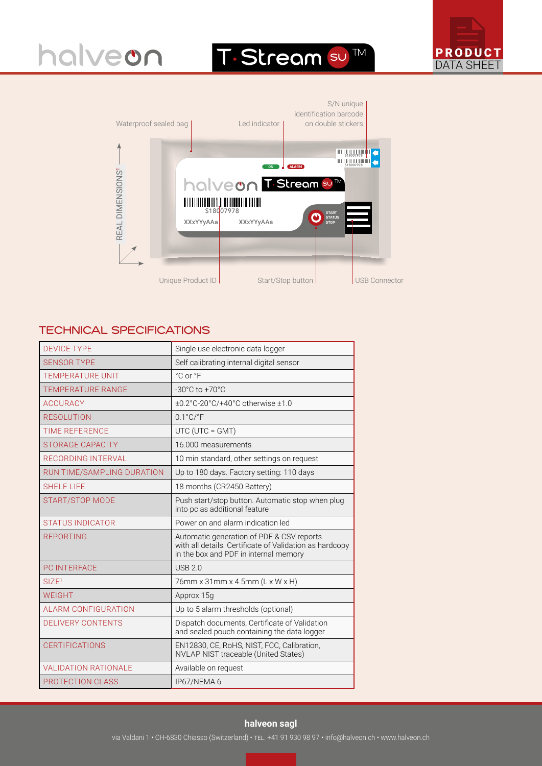halveon T·Stream SU™ PRODUCT DATA SHEET

Waterproof sealed bag

Led indicator

S/N unique identification barcode on double stickers

REAL DIMENSIONS[1]

Unique Product ID

Start/Stop button

USB Connector

## TECHNICAL SPECIFICATIONS

| | |
|---|---|
| DEVICE TYPE | Single use electronic data logger |
| SENSOR TYPE | Self calibrating internal digital sensor |
| TEMPERATURE UNIT | °C or °F |
| TEMPERATURE RANGE | -30°C to +70°C |
| ACCURACY | ±0.2°C-20°C/+40°C otherwise ±1.0 |
| RESOLUTION | 0.1°C/°F |
| TIME REFERENCE | UTC (UTC = GMT) |
| STORAGE CAPACITY | 16.000 measurements |
| RECORDING INTERVAL | 10 min standard, other settings on request |
| RUN TIME/SAMPLING DURATION | Up to 180 days. Factory setting: 110 days |
| SHELF LIFE | 18 months (CR2450 Battery) |
| START/STOP MODE | Push start/stop button. Automatic stop when plug into pc as additional feature |
| STATUS INDICATOR | Power on and alarm indication led |
| REPORTING | Automatic generation of PDF & CSV reports with all details. Certificate of Validation as hardcopy in the box and PDF in internal memory |
| PC INTERFACE | USB 2.0 |
| SIZE[1] | 76mm x 31mm x 4.5mm (L x W x H) |
| WEIGHT | Approx 15g |
| ALARM CONFIGURATION | Up to 5 alarm thresholds (optional) |
| DELIVERY CONTENTS | Dispatch documents, Certificate of Validation and sealed pouch containing the data logger |
| CERTIFICATIONS | EN12830, CE, RoHS, NIST, FCC, Calibration, NVLAP NIST traceable (United States) |
| VALIDATION RATIONALE | Available on request |
| PROTECTION CLASS | IP67/NEMA 6 |

**halveon sagl**

via Valdani 1 • CH-6830 Chiasso (Switzerland) • TEL. +41 91 930 98 97 • info@halveon.ch • www.halveon.ch